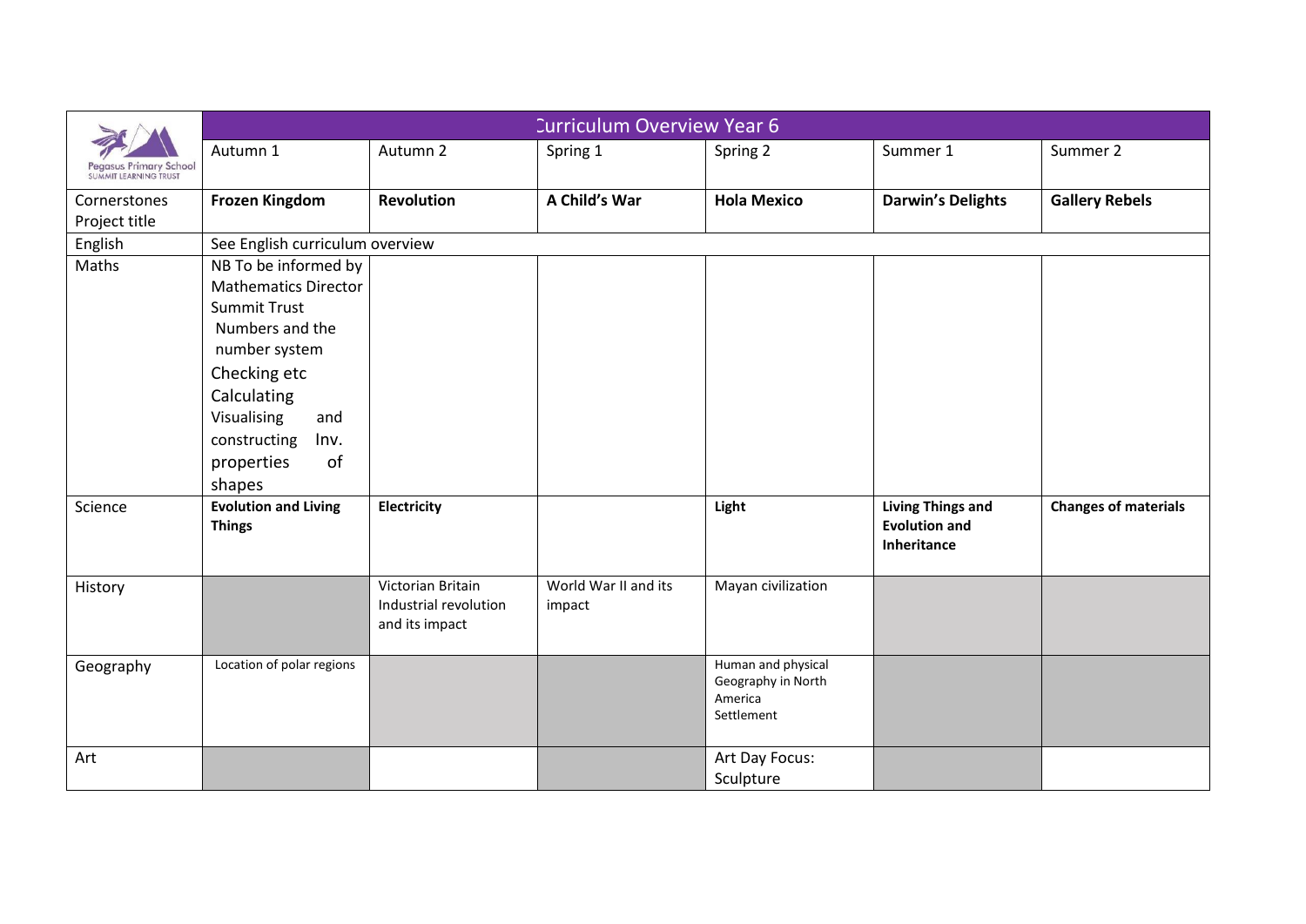| Pegasus Primary School SUMMIT LEARNING TRUST | Curriculum Overview Year 6 | | | | | |
|---|---|---|---|---|---|---|
| | Autumn 1 | Autumn 2 | Spring 1 | Spring 2 | Summer 1 | Summer 2 |
| Cornerstones Project title | **Frozen Kingdom** | **Revolution** | **A Child's War** | **Hola Mexico** | **Darwin's Delights** | **Gallery Rebels** |
| English | See English curriculum overview | | | | | |
| Maths | NB To be informed by Mathematics Director Summit Trust<br>Numbers and the number system<br>Checking etc<br>Calculating<br>Visualising and constructing Inv. properties of shapes | | | | | |
| Science | **Evolution and Living Things** | **Electricity** | | **Light** | **Living Things and Evolution and Inheritance** | **Changes of materials** |
| History | | Victorian Britain Industrial revolution and its impact | World War II and its impact | Mayan civilization | | |
| Geography | Location of polar regions | | | Human and physical Geography in North America<br>Settlement | | |
| Art | | | | Art Day Focus: Sculpture | | |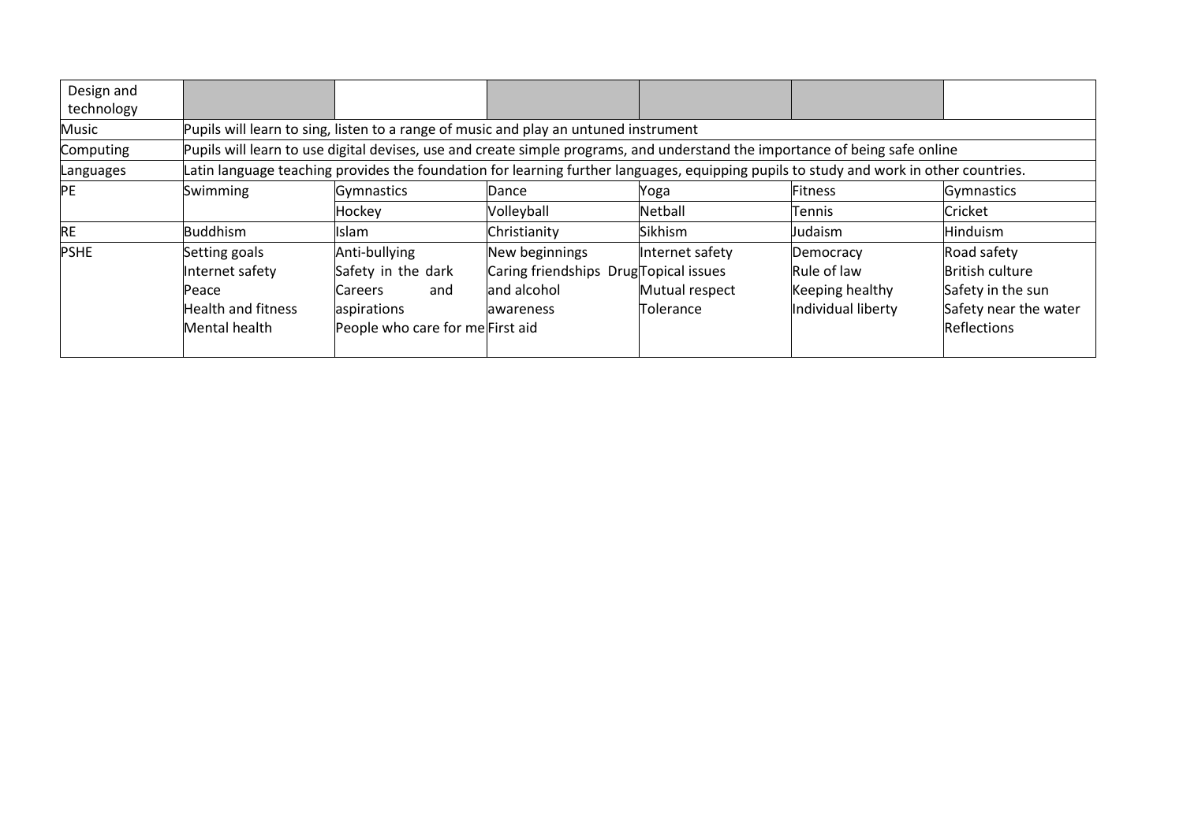| | | | | | | |
|---|---|---|---|---|---|---|
| Design and technology | | | | | | |
| Music | Pupils will learn to sing, listen to a range of music and play an untuned instrument | | | | | |
| Computing | Pupils will learn to use digital devises, use and create simple programs, and understand the importance of being safe online | | | | | |
| Languages | Latin language teaching provides the foundation for learning further languages, equipping pupils to study and work in other countries. | | | | | |
| PE | Swimming | Gymnastics | Dance | Yoga | Fitness | Gymnastics |
| | | Hockey | Volleyball | Netball | Tennis | Cricket |
| RE | Buddhism | Islam | Christianity | Sikhism | Judaism | Hinduism |
| PSHE | Setting goals<br>Internet safety<br>Peace<br>Health and fitness<br>Mental health | Anti-bullying<br>Safety in the dark<br>Careers and aspirations<br>People who care for me | New beginnings<br>Caring friendships<br>Drug and alcohol awareness<br>First aid | Internet safety<br>Topical issues<br>Mutual respect<br>Tolerance | Democracy<br>Rule of law<br>Keeping healthy<br>Individual liberty | Road safety<br>British culture<br>Safety in the sun<br>Safety near the water<br>Reflections |